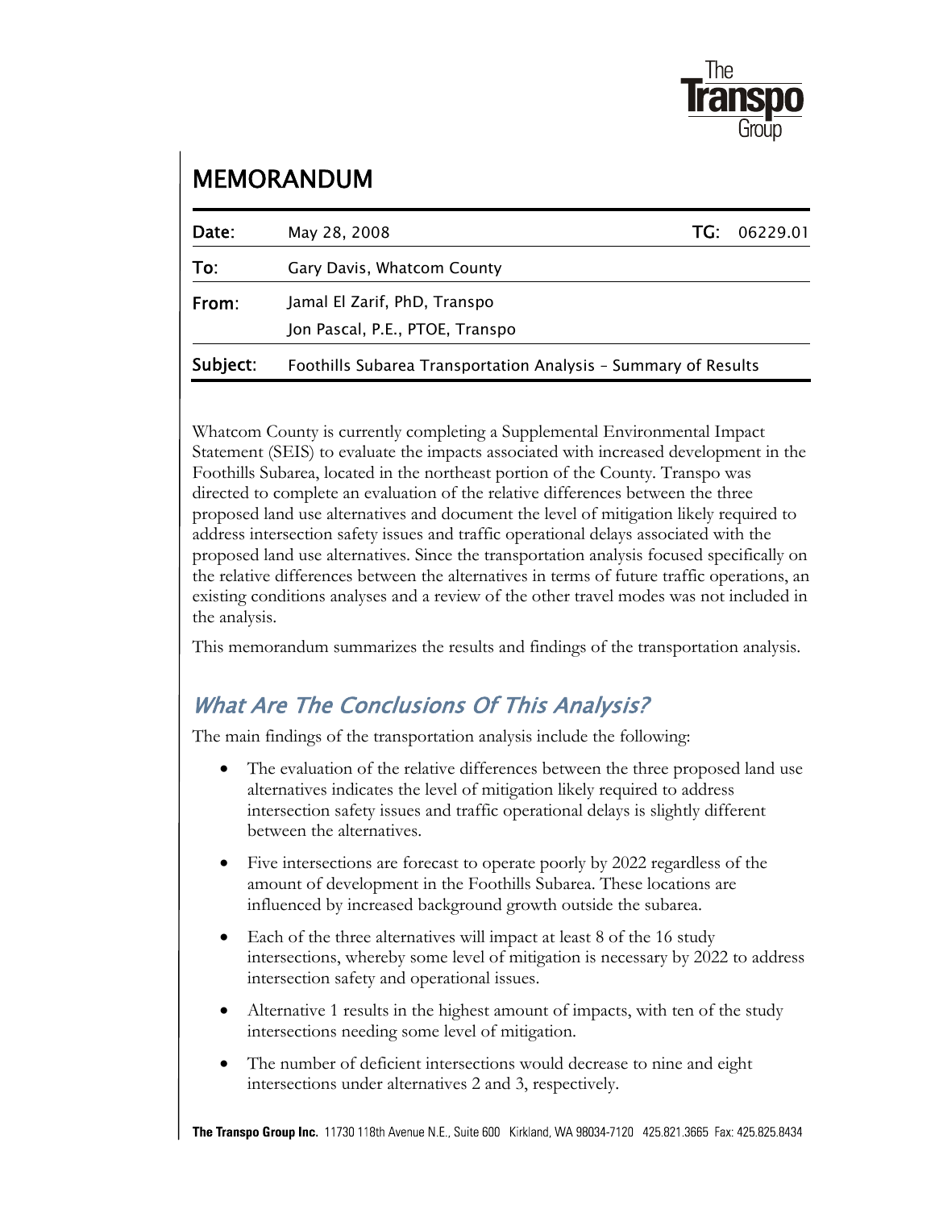# MEMORANDUM

| | | | |
|---|---|---|---|
| **Date:** | May 28, 2008 | **TG:** | 06229.01 |
| **To:** | Gary Davis, Whatcom County | | |
| **From:** | Jamal El Zarif, PhD, Transpo<br>Jon Pascal, P.E., PTOE, Transpo | | |
| **Subject:** | Foothills Subarea Transportation Analysis – Summary of Results | | |

Whatcom County is currently completing a Supplemental Environmental Impact Statement (SEIS) to evaluate the impacts associated with increased development in the Foothills Subarea, located in the northeast portion of the County. Transpo was directed to complete an evaluation of the relative differences between the three proposed land use alternatives and document the level of mitigation likely required to address intersection safety issues and traffic operational delays associated with the proposed land use alternatives. Since the transportation analysis focused specifically on the relative differences between the alternatives in terms of future traffic operations, an existing conditions analyses and a review of the other travel modes was not included in the analysis.

This memorandum summarizes the results and findings of the transportation analysis.

## *What Are The Conclusions Of This Analysis?*

The main findings of the transportation analysis include the following:

- The evaluation of the relative differences between the three proposed land use alternatives indicates the level of mitigation likely required to address intersection safety issues and traffic operational delays is slightly different between the alternatives.
- Five intersections are forecast to operate poorly by 2022 regardless of the amount of development in the Foothills Subarea. These locations are influenced by increased background growth outside the subarea.
- Each of the three alternatives will impact at least 8 of the 16 study intersections, whereby some level of mitigation is necessary by 2022 to address intersection safety and operational issues.
- Alternative 1 results in the highest amount of impacts, with ten of the study intersections needing some level of mitigation.
- The number of deficient intersections would decrease to nine and eight intersections under alternatives 2 and 3, respectively.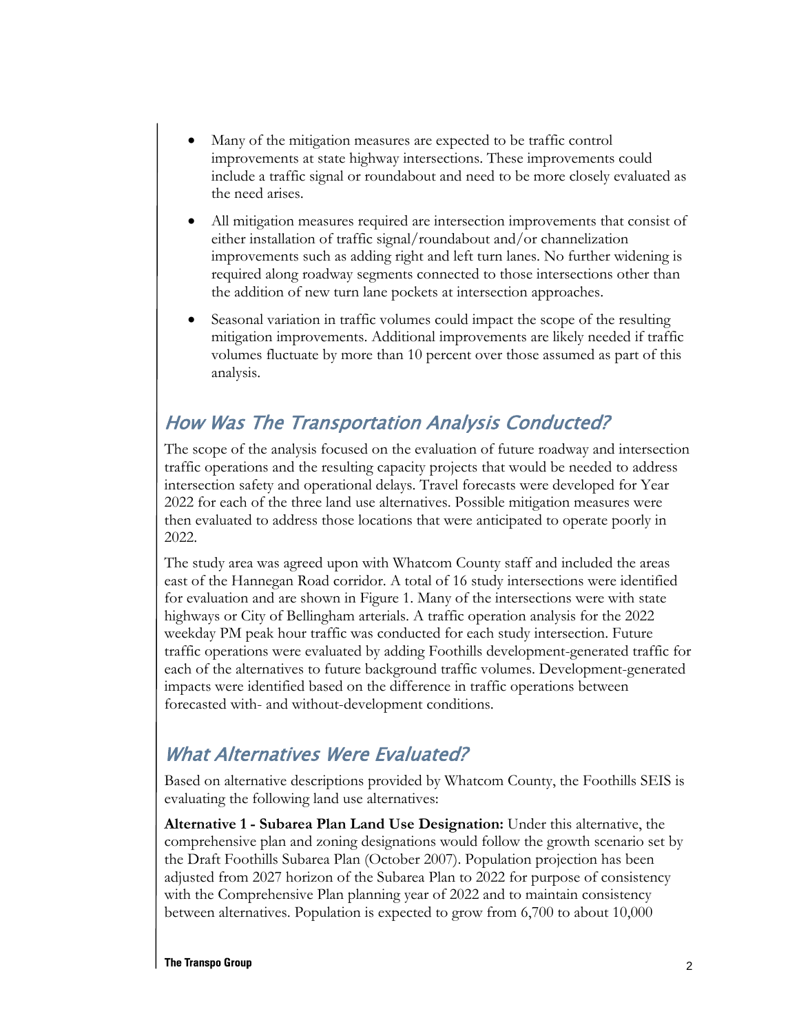- Many of the mitigation measures are expected to be traffic control improvements at state highway intersections. These improvements could include a traffic signal or roundabout and need to be more closely evaluated as the need arises.

- All mitigation measures required are intersection improvements that consist of either installation of traffic signal/roundabout and/or channelization improvements such as adding right and left turn lanes. No further widening is required along roadway segments connected to those intersections other than the addition of new turn lane pockets at intersection approaches.

- Seasonal variation in traffic volumes could impact the scope of the resulting mitigation improvements. Additional improvements are likely needed if traffic volumes fluctuate by more than 10 percent over those assumed as part of this analysis.

## How Was The Transportation Analysis Conducted?

The scope of the analysis focused on the evaluation of future roadway and intersection traffic operations and the resulting capacity projects that would be needed to address intersection safety and operational delays. Travel forecasts were developed for Year 2022 for each of the three land use alternatives. Possible mitigation measures were then evaluated to address those locations that were anticipated to operate poorly in 2022.

The study area was agreed upon with Whatcom County staff and included the areas east of the Hannegan Road corridor. A total of 16 study intersections were identified for evaluation and are shown in Figure 1. Many of the intersections were with state highways or City of Bellingham arterials. A traffic operation analysis for the 2022 weekday PM peak hour traffic was conducted for each study intersection. Future traffic operations were evaluated by adding Foothills development-generated traffic for each of the alternatives to future background traffic volumes. Development-generated impacts were identified based on the difference in traffic operations between forecasted with- and without-development conditions.

## What Alternatives Were Evaluated?

Based on alternative descriptions provided by Whatcom County, the Foothills SEIS is evaluating the following land use alternatives:

**Alternative 1 - Subarea Plan Land Use Designation:** Under this alternative, the comprehensive plan and zoning designations would follow the growth scenario set by the Draft Foothills Subarea Plan (October 2007). Population projection has been adjusted from 2027 horizon of the Subarea Plan to 2022 for purpose of consistency with the Comprehensive Plan planning year of 2022 and to maintain consistency between alternatives. Population is expected to grow from 6,700 to about 10,000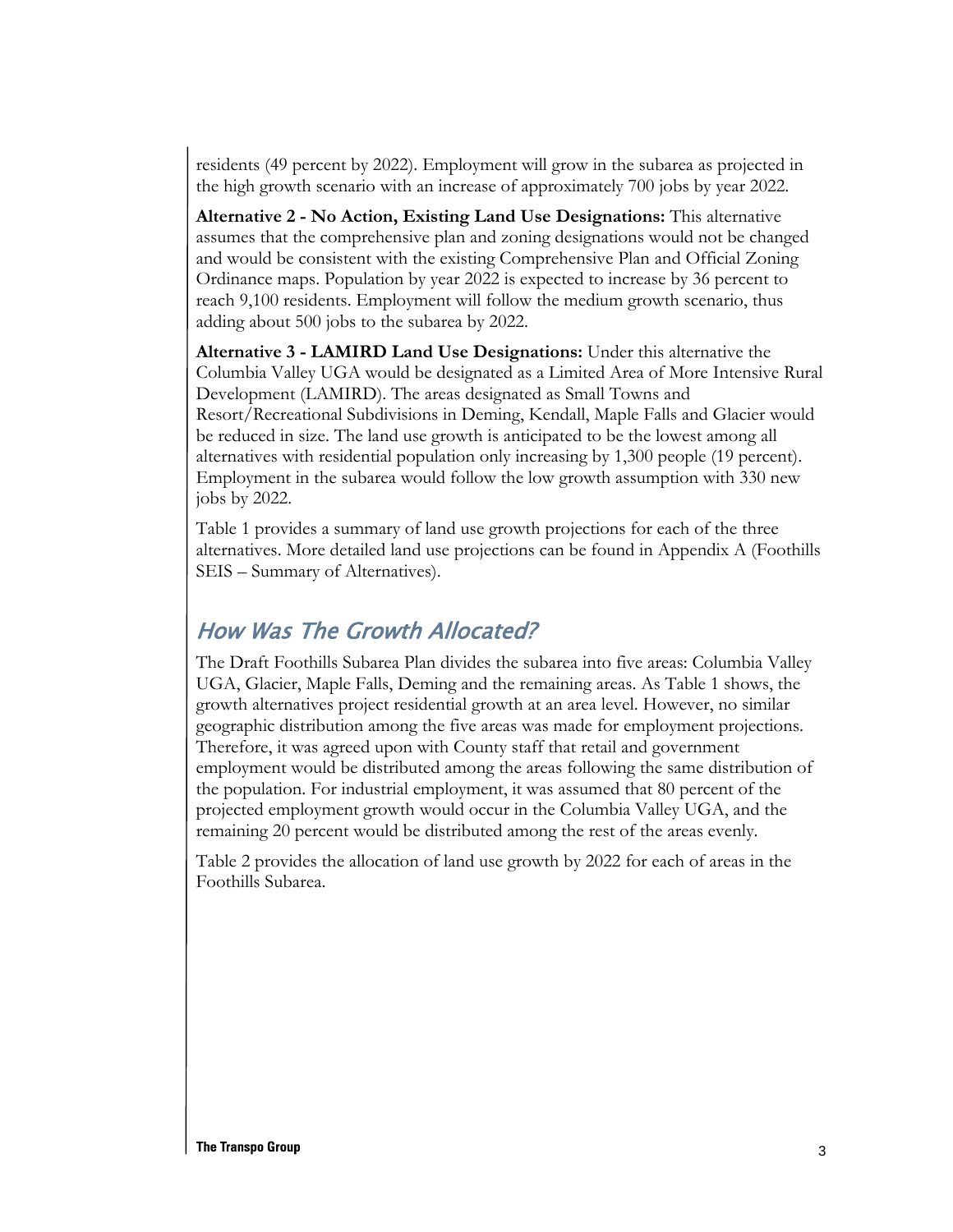residents (49 percent by 2022). Employment will grow in the subarea as projected in the high growth scenario with an increase of approximately 700 jobs by year 2022.

**Alternative 2 - No Action, Existing Land Use Designations:** This alternative assumes that the comprehensive plan and zoning designations would not be changed and would be consistent with the existing Comprehensive Plan and Official Zoning Ordinance maps. Population by year 2022 is expected to increase by 36 percent to reach 9,100 residents. Employment will follow the medium growth scenario, thus adding about 500 jobs to the subarea by 2022.

**Alternative 3 - LAMIRD Land Use Designations:** Under this alternative the Columbia Valley UGA would be designated as a Limited Area of More Intensive Rural Development (LAMIRD). The areas designated as Small Towns and Resort/Recreational Subdivisions in Deming, Kendall, Maple Falls and Glacier would be reduced in size. The land use growth is anticipated to be the lowest among all alternatives with residential population only increasing by 1,300 people (19 percent). Employment in the subarea would follow the low growth assumption with 330 new jobs by 2022.

Table 1 provides a summary of land use growth projections for each of the three alternatives. More detailed land use projections can be found in Appendix A (Foothills SEIS – Summary of Alternatives).

## How Was The Growth Allocated?

The Draft Foothills Subarea Plan divides the subarea into five areas: Columbia Valley UGA, Glacier, Maple Falls, Deming and the remaining areas. As Table 1 shows, the growth alternatives project residential growth at an area level. However, no similar geographic distribution among the five areas was made for employment projections. Therefore, it was agreed upon with County staff that retail and government employment would be distributed among the areas following the same distribution of the population. For industrial employment, it was assumed that 80 percent of the projected employment growth would occur in the Columbia Valley UGA, and the remaining 20 percent would be distributed among the rest of the areas evenly.

Table 2 provides the allocation of land use growth by 2022 for each of areas in the Foothills Subarea.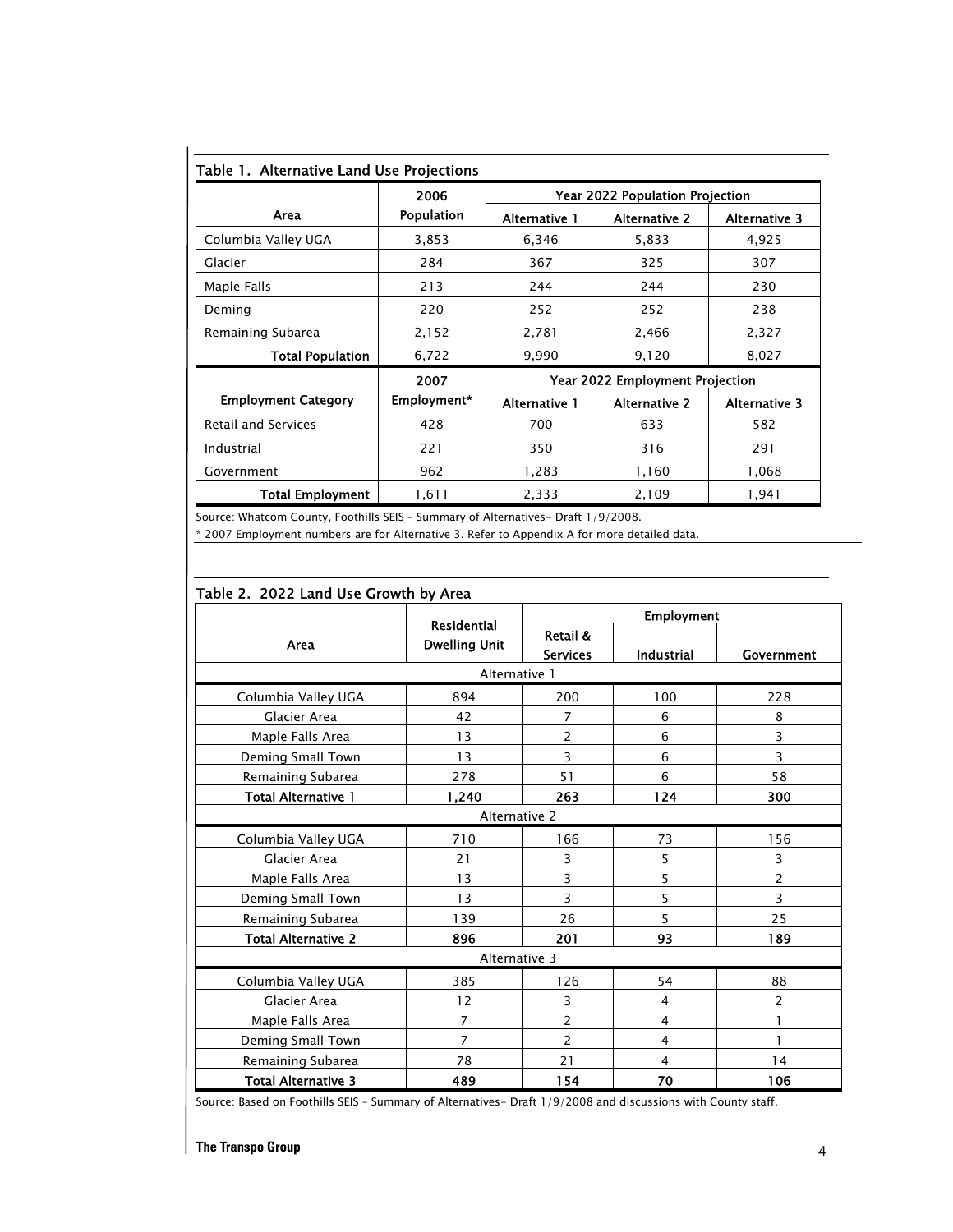Table 1. Alternative Land Use Projections

| Area | 2006 Population | Year 2022 Population Projection | | |
|---|---|---|---|---|
| | | Alternative 1 | Alternative 2 | Alternative 3 |
| Columbia Valley UGA | 3,853 | 6,346 | 5,833 | 4,925 |
| Glacier | 284 | 367 | 325 | 307 |
| Maple Falls | 213 | 244 | 244 | 230 |
| Deming | 220 | 252 | 252 | 238 |
| Remaining Subarea | 2,152 | 2,781 | 2,466 | 2,327 |
| **Total Population** | 6,722 | 9,990 | 9,120 | 8,027 |
| **Employment Category** | **2007 Employment*** | **Year 2022 Employment Projection** | | |
| | | Alternative 1 | Alternative 2 | Alternative 3 |
| Retail and Services | 428 | 700 | 633 | 582 |
| Industrial | 221 | 350 | 316 | 291 |
| Government | 962 | 1,283 | 1,160 | 1,068 |
| **Total Employment** | 1,611 | 2,333 | 2,109 | 1,941 |

Source: Whatcom County, Foothills SEIS – Summary of Alternatives- Draft 1/9/2008.
* 2007 Employment numbers are for Alternative 3. Refer to Appendix A for more detailed data.

Table 2. 2022 Land Use Growth by Area

| Area | Residential Dwelling Unit | Employment | | |
|---|---|---|---|---|
| | | Retail & Services | Industrial | Government |
| Alternative 1 | | | | |
| Columbia Valley UGA | 894 | 200 | 100 | 228 |
| Glacier Area | 42 | 7 | 6 | 8 |
| Maple Falls Area | 13 | 2 | 6 | 3 |
| Deming Small Town | 13 | 3 | 6 | 3 |
| Remaining Subarea | 278 | 51 | 6 | 58 |
| **Total Alternative 1** | **1,240** | **263** | **124** | **300** |
| Alternative 2 | | | | |
| Columbia Valley UGA | 710 | 166 | 73 | 156 |
| Glacier Area | 21 | 3 | 5 | 3 |
| Maple Falls Area | 13 | 3 | 5 | 2 |
| Deming Small Town | 13 | 3 | 5 | 3 |
| Remaining Subarea | 139 | 26 | 5 | 25 |
| **Total Alternative 2** | **896** | **201** | **93** | **189** |
| Alternative 3 | | | | |
| Columbia Valley UGA | 385 | 126 | 54 | 88 |
| Glacier Area | 12 | 3 | 4 | 2 |
| Maple Falls Area | 7 | 2 | 4 | 1 |
| Deming Small Town | 7 | 2 | 4 | 1 |
| Remaining Subarea | 78 | 21 | 4 | 14 |
| **Total Alternative 3** | **489** | **154** | **70** | **106** |

Source: Based on Foothills SEIS – Summary of Alternatives- Draft 1/9/2008 and discussions with County staff.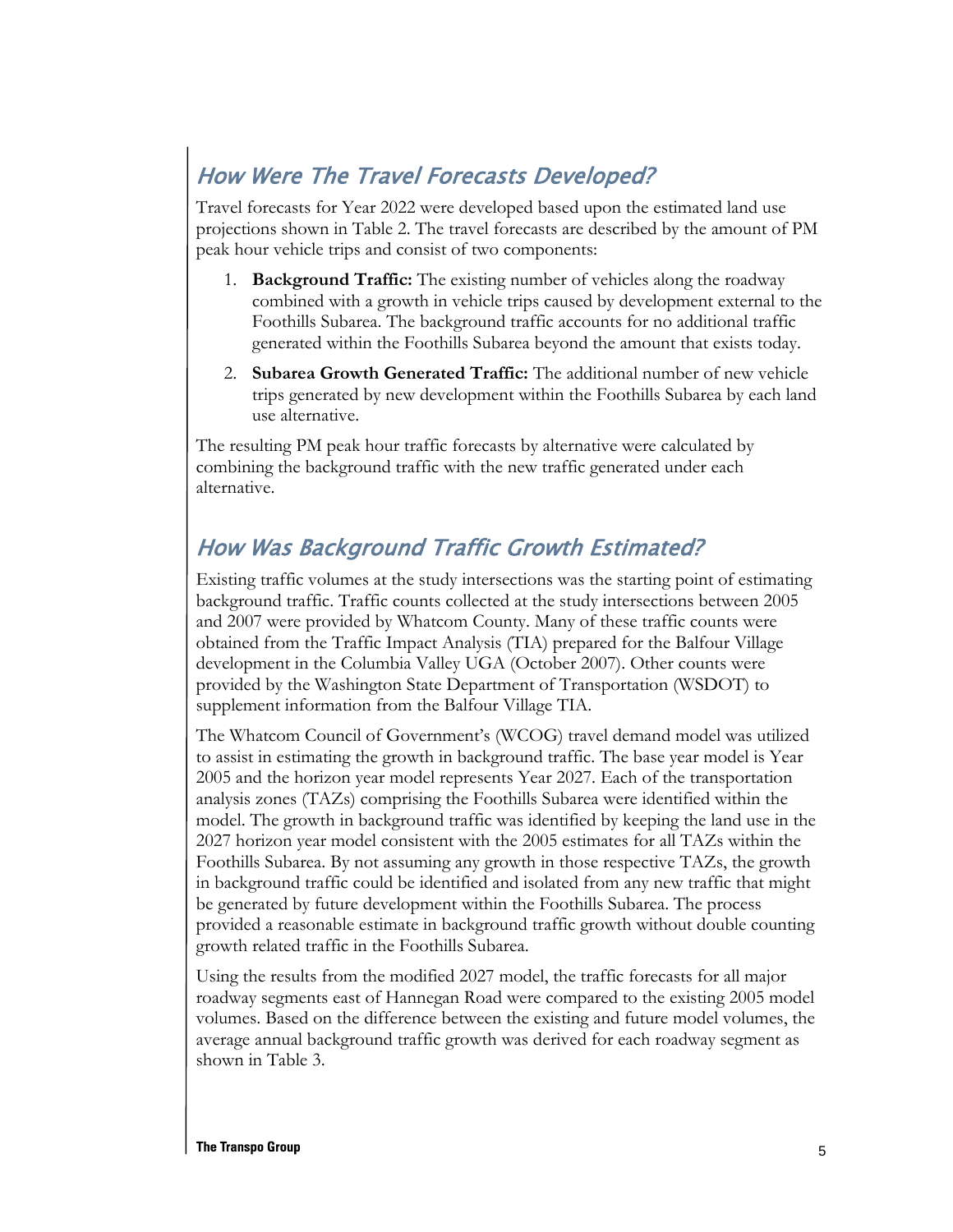## *How Were The Travel Forecasts Developed?*

Travel forecasts for Year 2022 were developed based upon the estimated land use projections shown in Table 2. The travel forecasts are described by the amount of PM peak hour vehicle trips and consist of two components:

1. **Background Traffic:** The existing number of vehicles along the roadway combined with a growth in vehicle trips caused by development external to the Foothills Subarea. The background traffic accounts for no additional traffic generated within the Foothills Subarea beyond the amount that exists today.
2. **Subarea Growth Generated Traffic:** The additional number of new vehicle trips generated by new development within the Foothills Subarea by each land use alternative.

The resulting PM peak hour traffic forecasts by alternative were calculated by combining the background traffic with the new traffic generated under each alternative.

## *How Was Background Traffic Growth Estimated?*

Existing traffic volumes at the study intersections was the starting point of estimating background traffic. Traffic counts collected at the study intersections between 2005 and 2007 were provided by Whatcom County. Many of these traffic counts were obtained from the Traffic Impact Analysis (TIA) prepared for the Balfour Village development in the Columbia Valley UGA (October 2007). Other counts were provided by the Washington State Department of Transportation (WSDOT) to supplement information from the Balfour Village TIA.

The Whatcom Council of Government's (WCOG) travel demand model was utilized to assist in estimating the growth in background traffic. The base year model is Year 2005 and the horizon year model represents Year 2027. Each of the transportation analysis zones (TAZs) comprising the Foothills Subarea were identified within the model. The growth in background traffic was identified by keeping the land use in the 2027 horizon year model consistent with the 2005 estimates for all TAZs within the Foothills Subarea. By not assuming any growth in those respective TAZs, the growth in background traffic could be identified and isolated from any new traffic that might be generated by future development within the Foothills Subarea. The process provided a reasonable estimate in background traffic growth without double counting growth related traffic in the Foothills Subarea.

Using the results from the modified 2027 model, the traffic forecasts for all major roadway segments east of Hannegan Road were compared to the existing 2005 model volumes. Based on the difference between the existing and future model volumes, the average annual background traffic growth was derived for each roadway segment as shown in Table 3.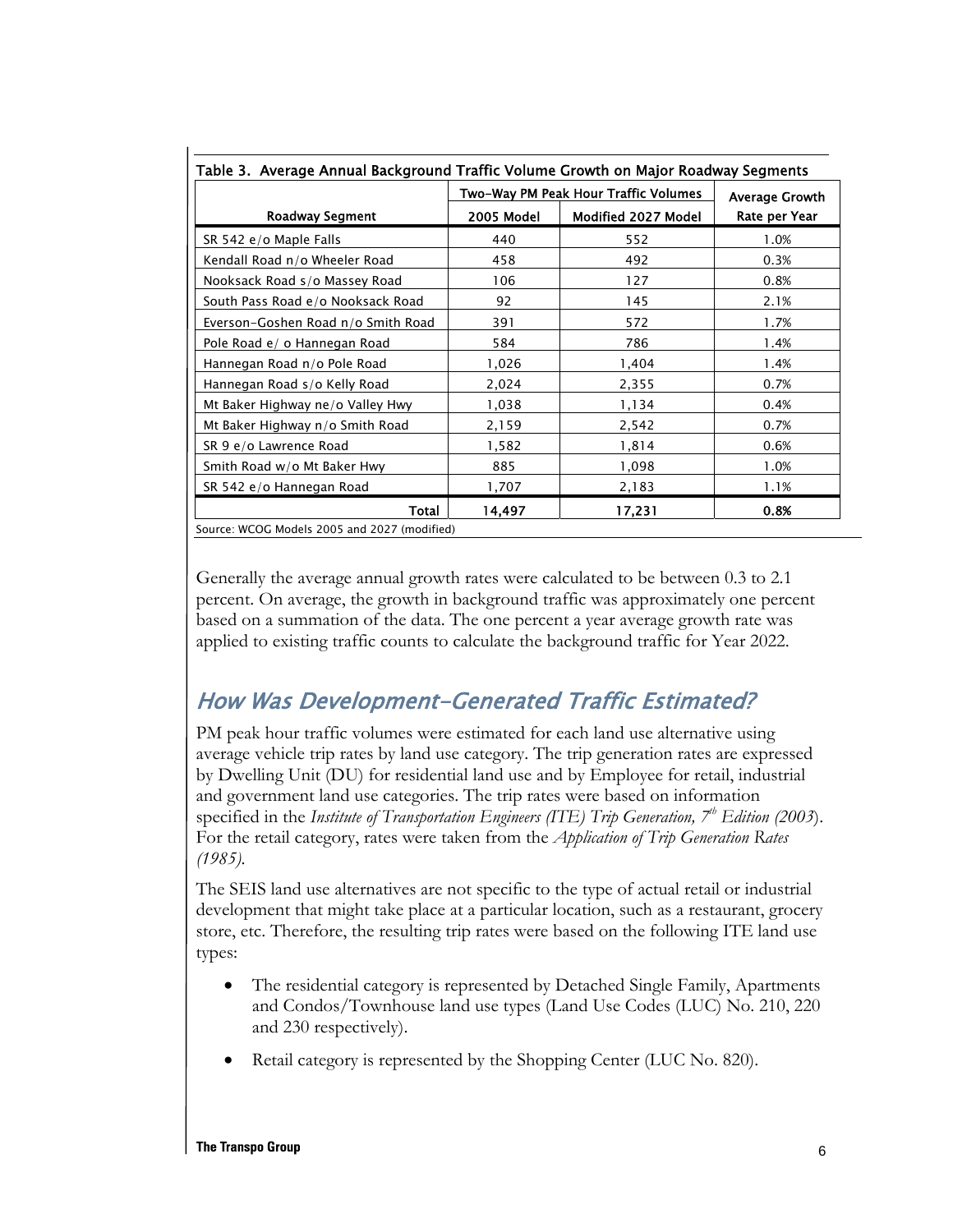Table 3. Average Annual Background Traffic Volume Growth on Major Roadway Segments

| Roadway Segment | Two-Way PM Peak Hour Traffic Volumes | | Average Growth Rate per Year |
|---|---|---|---|
| | 2005 Model | Modified 2027 Model | |
| SR 542 e/o Maple Falls | 440 | 552 | 1.0% |
| Kendall Road n/o Wheeler Road | 458 | 492 | 0.3% |
| Nooksack Road s/o Massey Road | 106 | 127 | 0.8% |
| South Pass Road e/o Nooksack Road | 92 | 145 | 2.1% |
| Everson-Goshen Road n/o Smith Road | 391 | 572 | 1.7% |
| Pole Road e/ o Hannegan Road | 584 | 786 | 1.4% |
| Hannegan Road n/o Pole Road | 1,026 | 1,404 | 1.4% |
| Hannegan Road s/o Kelly Road | 2,024 | 2,355 | 0.7% |
| Mt Baker Highway ne/o Valley Hwy | 1,038 | 1,134 | 0.4% |
| Mt Baker Highway n/o Smith Road | 2,159 | 2,542 | 0.7% |
| SR 9 e/o Lawrence Road | 1,582 | 1,814 | 0.6% |
| Smith Road w/o Mt Baker Hwy | 885 | 1,098 | 1.0% |
| SR 542 e/o Hannegan Road | 1,707 | 2,183 | 1.1% |
| **Total** | **14,497** | **17,231** | **0.8%** |

Source: WCOG Models 2005 and 2027 (modified)

Generally the average annual growth rates were calculated to be between 0.3 to 2.1 percent. On average, the growth in background traffic was approximately one percent based on a summation of the data. The one percent a year average growth rate was applied to existing traffic counts to calculate the background traffic for Year 2022.

## How Was Development-Generated Traffic Estimated?

PM peak hour traffic volumes were estimated for each land use alternative using average vehicle trip rates by land use category. The trip generation rates are expressed by Dwelling Unit (DU) for residential land use and by Employee for retail, industrial and government land use categories. The trip rates were based on information specified in the *Institute of Transportation Engineers (ITE) Trip Generation, 7th Edition (2003)*. For the retail category, rates were taken from the *Application of Trip Generation Rates (1985).*

The SEIS land use alternatives are not specific to the type of actual retail or industrial development that might take place at a particular location, such as a restaurant, grocery store, etc. Therefore, the resulting trip rates were based on the following ITE land use types:

- The residential category is represented by Detached Single Family, Apartments and Condos/Townhouse land use types (Land Use Codes (LUC) No. 210, 220 and 230 respectively).
- Retail category is represented by the Shopping Center (LUC No. 820).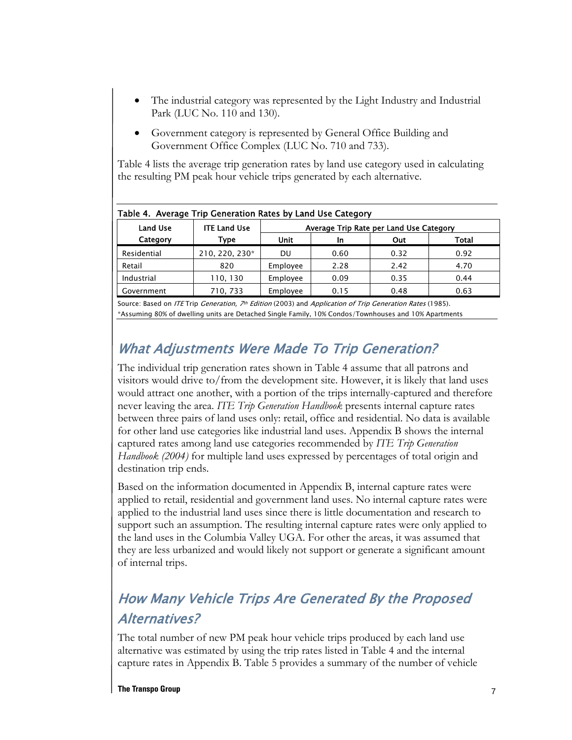- The industrial category was represented by the Light Industry and Industrial Park (LUC No. 110 and 130).
- Government category is represented by General Office Building and Government Office Complex (LUC No. 710 and 733).

Table 4 lists the average trip generation rates by land use category used in calculating the resulting PM peak hour vehicle trips generated by each alternative.

**Table 4. Average Trip Generation Rates by Land Use Category**

| Land Use Category | ITE Land Use Type | Average Trip Rate per Land Use Category | | | |
|---|---|---|---|---|---|
| | | Unit | In | Out | Total |
| Residential | 210, 220, 230* | DU | 0.60 | 0.32 | 0.92 |
| Retail | 820 | Employee | 2.28 | 2.42 | 4.70 |
| Industrial | 110, 130 | Employee | 0.09 | 0.35 | 0.44 |
| Government | 710, 733 | Employee | 0.15 | 0.48 | 0.63 |

Source: Based on *ITE* Trip *Generation, 7th Edition* (2003) and *Application of Trip Generation Rates* (1985).
*Assuming 80% of dwelling units are Detached Single Family, 10% Condos/Townhouses and 10% Apartments

## What Adjustments Were Made To Trip Generation?

The individual trip generation rates shown in Table 4 assume that all patrons and visitors would drive to/from the development site. However, it is likely that land uses would attract one another, with a portion of the trips internally-captured and therefore never leaving the area. *ITE Trip Generation Handbook* presents internal capture rates between three pairs of land uses only: retail, office and residential. No data is available for other land use categories like industrial land uses. Appendix B shows the internal captured rates among land use categories recommended by *ITE Trip Generation Handbook (2004)* for multiple land uses expressed by percentages of total origin and destination trip ends.

Based on the information documented in Appendix B, internal capture rates were applied to retail, residential and government land uses. No internal capture rates were applied to the industrial land uses since there is little documentation and research to support such an assumption. The resulting internal capture rates were only applied to the land uses in the Columbia Valley UGA. For other the areas, it was assumed that they are less urbanized and would likely not support or generate a significant amount of internal trips.

## How Many Vehicle Trips Are Generated By the Proposed Alternatives?

The total number of new PM peak hour vehicle trips produced by each land use alternative was estimated by using the trip rates listed in Table 4 and the internal capture rates in Appendix B. Table 5 provides a summary of the number of vehicle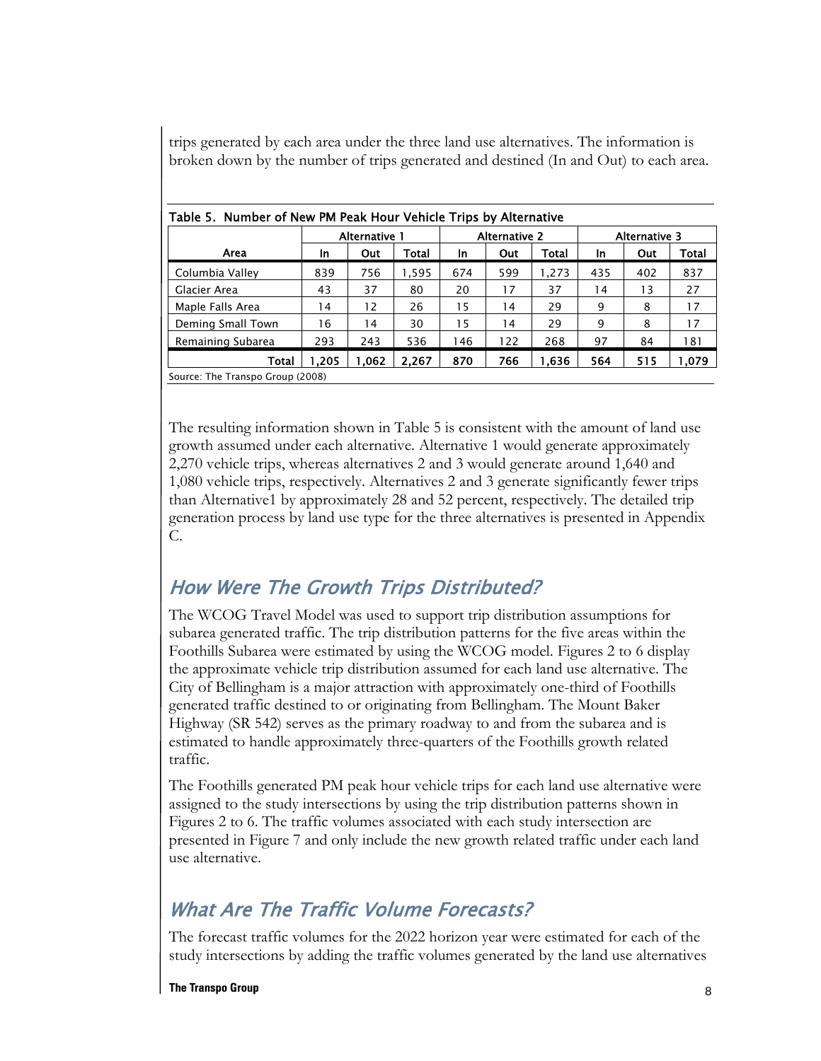trips generated by each area under the three land use alternatives. The information is broken down by the number of trips generated and destined (In and Out) to each area.

Table 5. Number of New PM Peak Hour Vehicle Trips by Alternative

| Area | Alternative 1 | | | Alternative 2 | | | Alternative 3 | | |
|---|---|---|---|---|---|---|---|---|---|
| | In | Out | Total | In | Out | Total | In | Out | Total |
| Columbia Valley | 839 | 756 | 1,595 | 674 | 599 | 1,273 | 435 | 402 | 837 |
| Glacier Area | 43 | 37 | 80 | 20 | 17 | 37 | 14 | 13 | 27 |
| Maple Falls Area | 14 | 12 | 26 | 15 | 14 | 29 | 9 | 8 | 17 |
| Deming Small Town | 16 | 14 | 30 | 15 | 14 | 29 | 9 | 8 | 17 |
| Remaining Subarea | 293 | 243 | 536 | 146 | 122 | 268 | 97 | 84 | 181 |
| **Total** | **1,205** | **1,062** | **2,267** | **870** | **766** | **1,636** | **564** | **515** | **1,079** |

Source: The Transpo Group (2008)

The resulting information shown in Table 5 is consistent with the amount of land use growth assumed under each alternative. Alternative 1 would generate approximately 2,270 vehicle trips, whereas alternatives 2 and 3 would generate around 1,640 and 1,080 vehicle trips, respectively. Alternatives 2 and 3 generate significantly fewer trips than Alternative1 by approximately 28 and 52 percent, respectively. The detailed trip generation process by land use type for the three alternatives is presented in Appendix C.

## *How Were The Growth Trips Distributed?*

The WCOG Travel Model was used to support trip distribution assumptions for subarea generated traffic. The trip distribution patterns for the five areas within the Foothills Subarea were estimated by using the WCOG model. Figures 2 to 6 display the approximate vehicle trip distribution assumed for each land use alternative. The City of Bellingham is a major attraction with approximately one-third of Foothills generated traffic destined to or originating from Bellingham. The Mount Baker Highway (SR 542) serves as the primary roadway to and from the subarea and is estimated to handle approximately three-quarters of the Foothills growth related traffic.

The Foothills generated PM peak hour vehicle trips for each land use alternative were assigned to the study intersections by using the trip distribution patterns shown in Figures 2 to 6. The traffic volumes associated with each study intersection are presented in Figure 7 and only include the new growth related traffic under each land use alternative.

## *What Are The Traffic Volume Forecasts?*

The forecast traffic volumes for the 2022 horizon year were estimated for each of the study intersections by adding the traffic volumes generated by the land use alternatives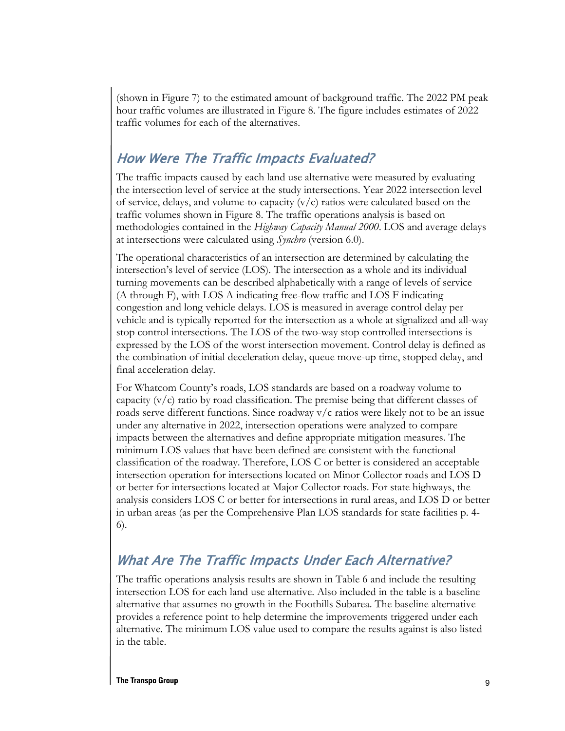(shown in Figure 7) to the estimated amount of background traffic. The 2022 PM peak hour traffic volumes are illustrated in Figure 8. The figure includes estimates of 2022 traffic volumes for each of the alternatives.

## How Were The Traffic Impacts Evaluated?

The traffic impacts caused by each land use alternative were measured by evaluating the intersection level of service at the study intersections. Year 2022 intersection level of service, delays, and volume-to-capacity (v/c) ratios were calculated based on the traffic volumes shown in Figure 8. The traffic operations analysis is based on methodologies contained in the *Highway Capacity Manual 2000*. LOS and average delays at intersections were calculated using *Synchro* (version 6.0).

The operational characteristics of an intersection are determined by calculating the intersection's level of service (LOS). The intersection as a whole and its individual turning movements can be described alphabetically with a range of levels of service (A through F), with LOS A indicating free-flow traffic and LOS F indicating congestion and long vehicle delays. LOS is measured in average control delay per vehicle and is typically reported for the intersection as a whole at signalized and all-way stop control intersections. The LOS of the two-way stop controlled intersections is expressed by the LOS of the worst intersection movement. Control delay is defined as the combination of initial deceleration delay, queue move-up time, stopped delay, and final acceleration delay.

For Whatcom County's roads, LOS standards are based on a roadway volume to capacity (v/c) ratio by road classification. The premise being that different classes of roads serve different functions. Since roadway v/c ratios were likely not to be an issue under any alternative in 2022, intersection operations were analyzed to compare impacts between the alternatives and define appropriate mitigation measures. The minimum LOS values that have been defined are consistent with the functional classification of the roadway. Therefore, LOS C or better is considered an acceptable intersection operation for intersections located on Minor Collector roads and LOS D or better for intersections located at Major Collector roads. For state highways, the analysis considers LOS C or better for intersections in rural areas, and LOS D or better in urban areas (as per the Comprehensive Plan LOS standards for state facilities p. 4-6).

## What Are The Traffic Impacts Under Each Alternative?

The traffic operations analysis results are shown in Table 6 and include the resulting intersection LOS for each land use alternative. Also included in the table is a baseline alternative that assumes no growth in the Foothills Subarea. The baseline alternative provides a reference point to help determine the improvements triggered under each alternative. The minimum LOS value used to compare the results against is also listed in the table.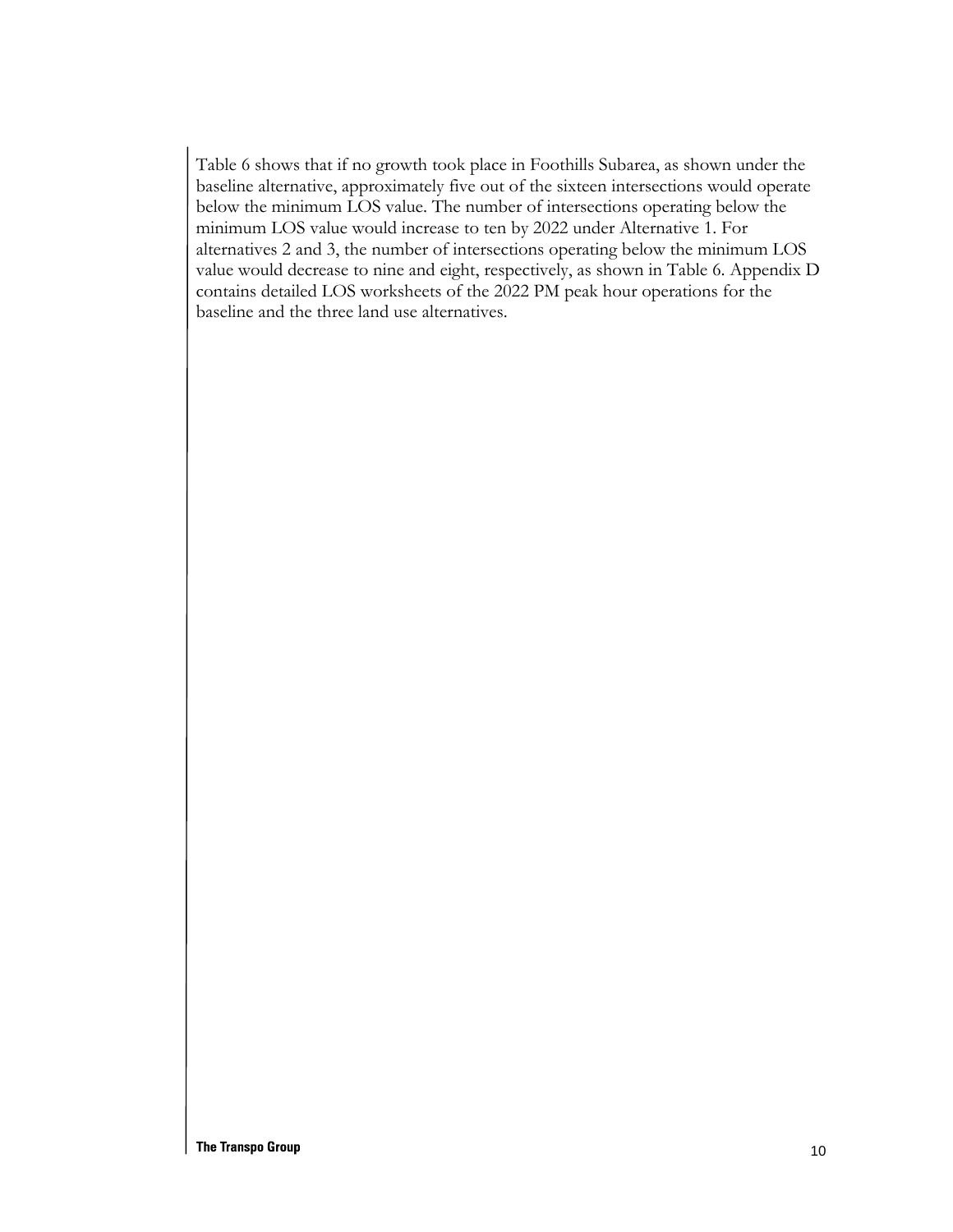Table 6 shows that if no growth took place in Foothills Subarea, as shown under the baseline alternative, approximately five out of the sixteen intersections would operate below the minimum LOS value. The number of intersections operating below the minimum LOS value would increase to ten by 2022 under Alternative 1. For alternatives 2 and 3, the number of intersections operating below the minimum LOS value would decrease to nine and eight, respectively, as shown in Table 6. Appendix D contains detailed LOS worksheets of the 2022 PM peak hour operations for the baseline and the three land use alternatives.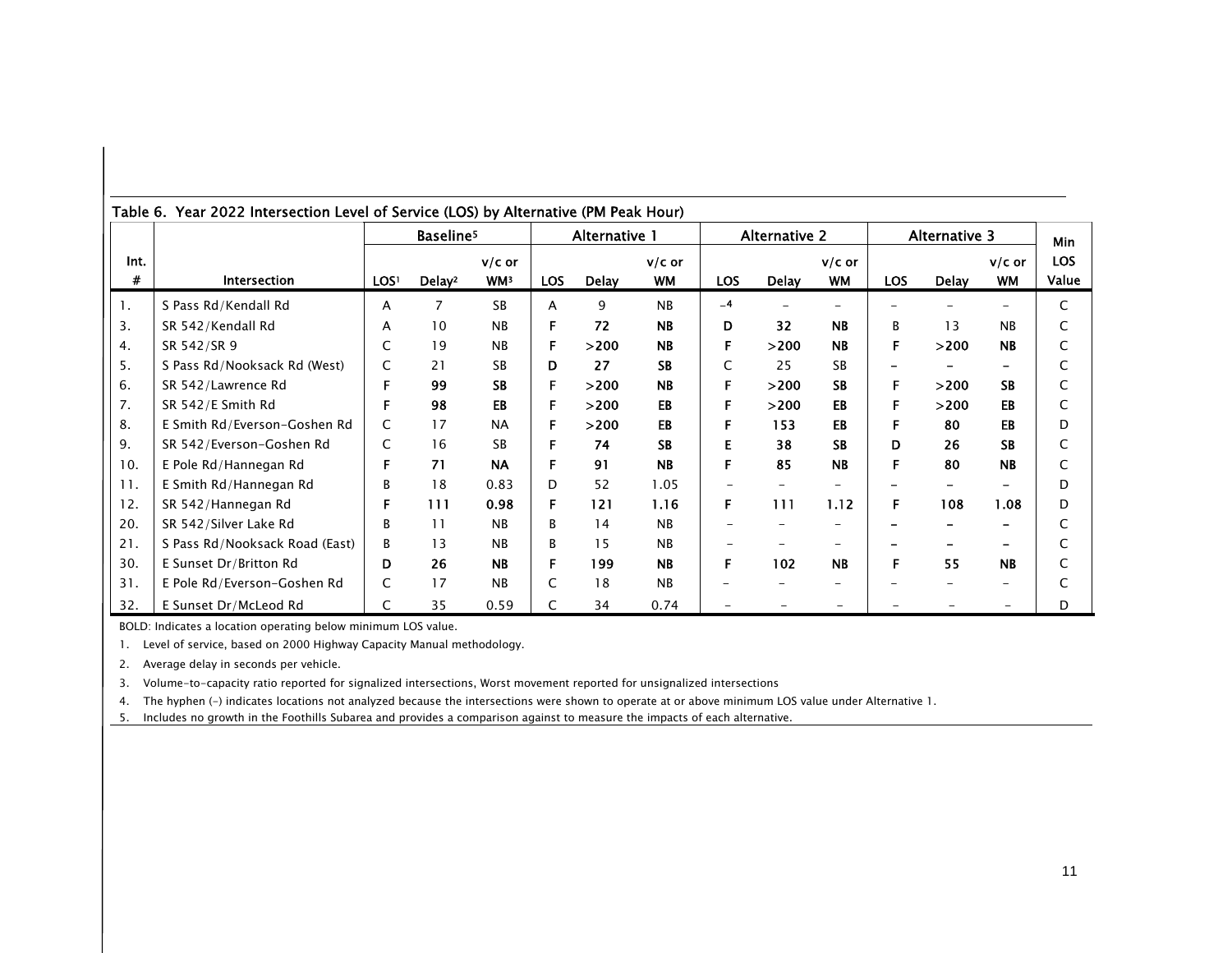Table 6. Year 2022 Intersection Level of Service (LOS) by Alternative (PM Peak Hour)

| Int. # | Intersection | Baseline[5] | | | Alternative 1 | | | Alternative 2 | | | Alternative 3 | | | Min LOS Value |
|---|---|---|---|---|---|---|---|---|---|---|---|---|---|---|
| | | LOS[1] | Delay[2] | v/c or WM[3] | LOS | Delay | v/c or WM | LOS | Delay | v/c or WM | LOS | Delay | v/c or WM | |
| 1. | S Pass Rd/Kendall Rd | A | 7 | SB | A | 9 | NB | –[4] | – | – | – | – | – | C |
| 3. | SR 542/Kendall Rd | A | 10 | NB | **F** | **72** | **NB** | **D** | **32** | **NB** | B | 13 | NB | C |
| 4. | SR 542/SR 9 | C | 19 | NB | **F** | **>200** | **NB** | **F** | **>200** | **NB** | **F** | **>200** | **NB** | C |
| 5. | S Pass Rd/Nooksack Rd (West) | C | 21 | SB | **D** | **27** | **SB** | C | 25 | SB | – | – | – | C |
| 6. | SR 542/Lawrence Rd | **F** | **99** | **SB** | **F** | **>200** | **NB** | **F** | **>200** | **SB** | **F** | **>200** | **SB** | C |
| 7. | SR 542/E Smith Rd | **F** | **98** | **EB** | **F** | **>200** | **EB** | **F** | **>200** | **EB** | **F** | **>200** | **EB** | C |
| 8. | E Smith Rd/Everson-Goshen Rd | C | 17 | NA | **F** | **>200** | **EB** | **F** | **153** | **EB** | **F** | **80** | **EB** | D |
| 9. | SR 542/Everson-Goshen Rd | C | 16 | SB | **F** | **74** | **SB** | **E** | **38** | **SB** | **D** | **26** | **SB** | C |
| 10. | E Pole Rd/Hannegan Rd | **F** | **71** | **NA** | **F** | **91** | **NB** | **F** | **85** | **NB** | **F** | **80** | **NB** | C |
| 11. | E Smith Rd/Hannegan Rd | B | 18 | 0.83 | D | 52 | 1.05 | – | – | – | – | – | – | D |
| 12. | SR 542/Hannegan Rd | **F** | **111** | **0.98** | **F** | **121** | **1.16** | **F** | **111** | **1.12** | **F** | **108** | **1.08** | D |
| 20. | SR 542/Silver Lake Rd | B | 11 | NB | B | 14 | NB | – | – | – | – | – | – | C |
| 21. | S Pass Rd/Nooksack Road (East) | B | 13 | NB | B | 15 | NB | – | – | – | – | – | – | C |
| 30. | E Sunset Dr/Britton Rd | **D** | **26** | **NB** | **F** | **199** | **NB** | **F** | **102** | **NB** | **F** | **55** | **NB** | C |
| 31. | E Pole Rd/Everson-Goshen Rd | C | 17 | NB | C | 18 | NB | – | – | – | – | – | – | C |
| 32. | E Sunset Dr/McLeod Rd | C | 35 | 0.59 | C | 34 | 0.74 | – | – | – | – | – | – | D |

BOLD: Indicates a location operating below minimum LOS value.

1. Level of service, based on 2000 Highway Capacity Manual methodology.
2. Average delay in seconds per vehicle.
3. Volume-to-capacity ratio reported for signalized intersections, Worst movement reported for unsignalized intersections
4. The hyphen (-) indicates locations not analyzed because the intersections were shown to operate at or above minimum LOS value under Alternative 1.
5. Includes no growth in the Foothills Subarea and provides a comparison against to measure the impacts of each alternative.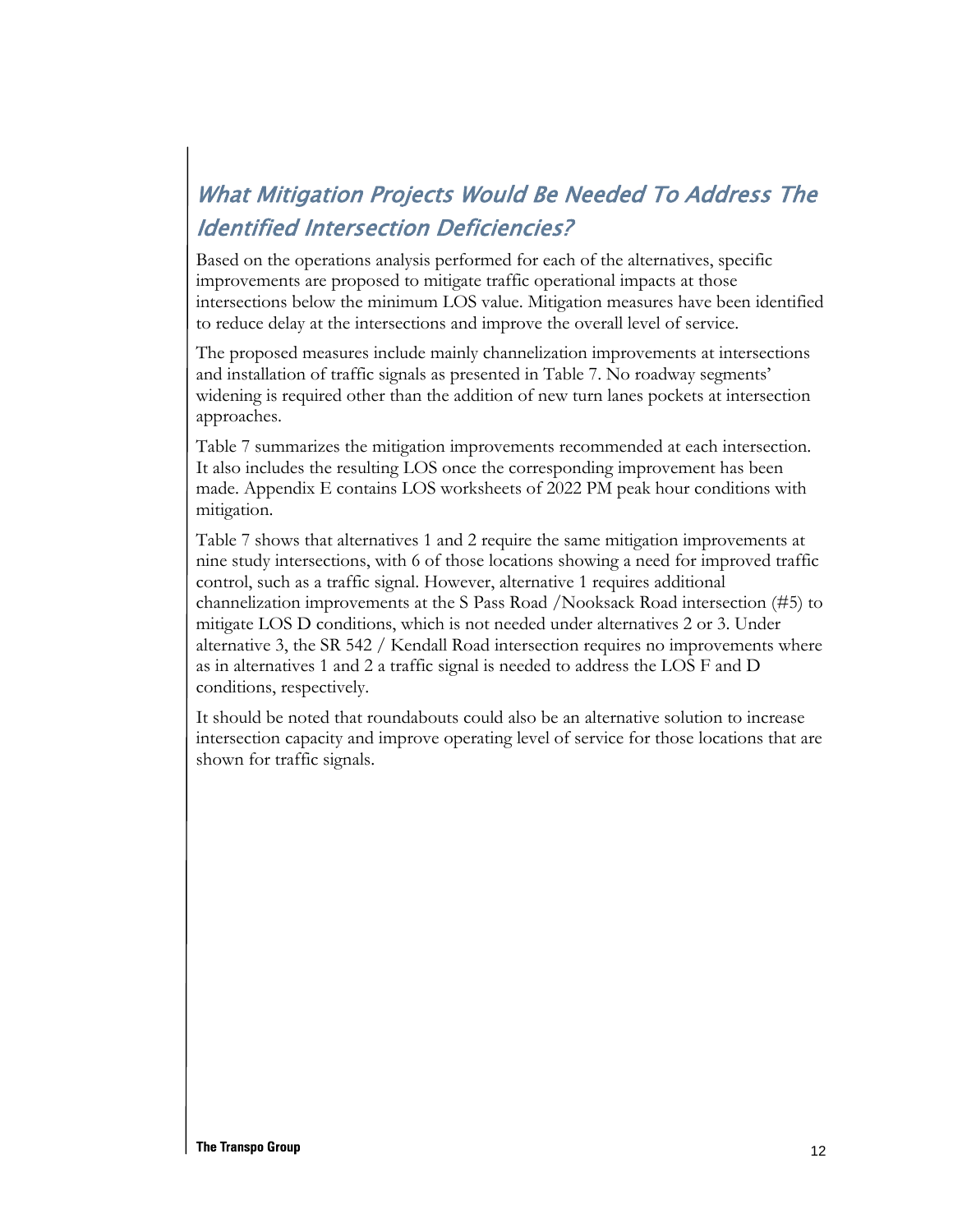## *What Mitigation Projects Would Be Needed To Address The Identified Intersection Deficiencies?*

Based on the operations analysis performed for each of the alternatives, specific improvements are proposed to mitigate traffic operational impacts at those intersections below the minimum LOS value. Mitigation measures have been identified to reduce delay at the intersections and improve the overall level of service.

The proposed measures include mainly channelization improvements at intersections and installation of traffic signals as presented in Table 7. No roadway segments' widening is required other than the addition of new turn lanes pockets at intersection approaches.

Table 7 summarizes the mitigation improvements recommended at each intersection. It also includes the resulting LOS once the corresponding improvement has been made. Appendix E contains LOS worksheets of 2022 PM peak hour conditions with mitigation.

Table 7 shows that alternatives 1 and 2 require the same mitigation improvements at nine study intersections, with 6 of those locations showing a need for improved traffic control, such as a traffic signal. However, alternative 1 requires additional channelization improvements at the S Pass Road /Nooksack Road intersection (#5) to mitigate LOS D conditions, which is not needed under alternatives 2 or 3. Under alternative 3, the SR 542 / Kendall Road intersection requires no improvements where as in alternatives 1 and 2 a traffic signal is needed to address the LOS F and D conditions, respectively.

It should be noted that roundabouts could also be an alternative solution to increase intersection capacity and improve operating level of service for those locations that are shown for traffic signals.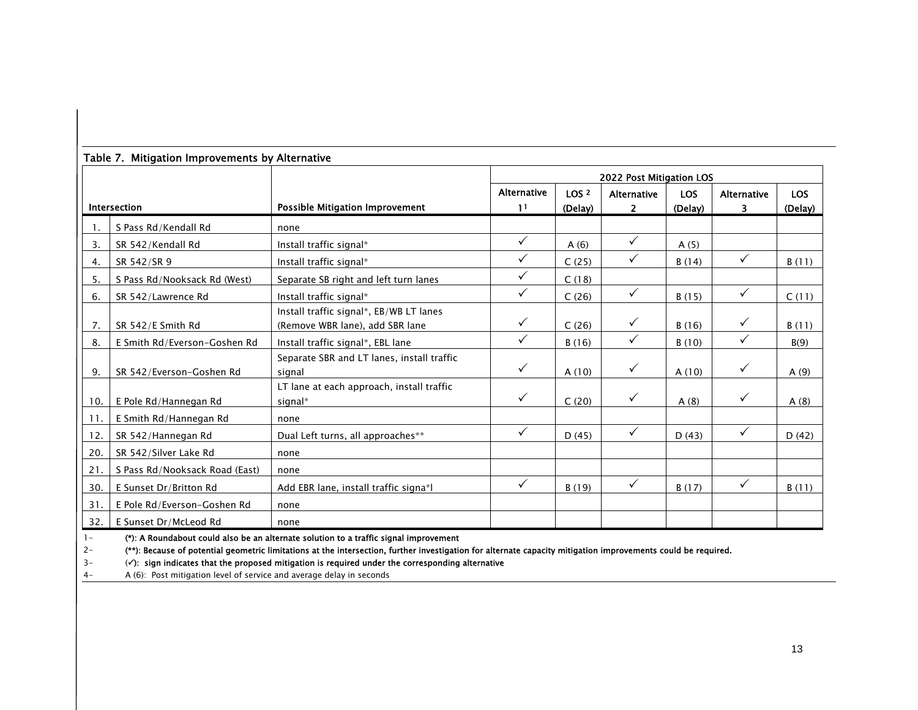## Table 7. Mitigation Improvements by Alternative

| | Intersection | Possible Mitigation Improvement | 2022 Post Mitigation LOS | | | | | |
|---|---|---|---|---|---|---|---|---|
| | | | Alternative 1[1] | LOS [2] (Delay) | Alternative 2 | LOS (Delay) | Alternative 3 | LOS (Delay) |
| 1. | S Pass Rd/Kendall Rd | none | | | | | | |
| 3. | SR 542/Kendall Rd | Install traffic signal* | ✓ | A (6) | ✓ | A (5) | | |
| 4. | SR 542/SR 9 | Install traffic signal* | ✓ | C (25) | ✓ | B (14) | ✓ | B (11) |
| 5. | S Pass Rd/Nooksack Rd (West) | Separate SB right and left turn lanes | ✓ | C (18) | | | | |
| 6. | SR 542/Lawrence Rd | Install traffic signal* | ✓ | C (26) | ✓ | B (15) | ✓ | C (11) |
| 7. | SR 542/E Smith Rd | Install traffic signal*, EB/WB LT lanes (Remove WBR lane), add SBR lane | ✓ | C (26) | ✓ | B (16) | ✓ | B (11) |
| 8. | E Smith Rd/Everson-Goshen Rd | Install traffic signal*, EBL lane | ✓ | B (16) | ✓ | B (10) | ✓ | B(9) |
| 9. | SR 542/Everson-Goshen Rd | Separate SBR and LT lanes, install traffic signal | ✓ | A (10) | ✓ | A (10) | ✓ | A (9) |
| 10. | E Pole Rd/Hannegan Rd | LT lane at each approach, install traffic signal* | ✓ | C (20) | ✓ | A (8) | ✓ | A (8) |
| 11. | E Smith Rd/Hannegan Rd | none | | | | | | |
| 12. | SR 542/Hannegan Rd | Dual Left turns, all approaches** | ✓ | D (45) | ✓ | D (43) | ✓ | D (42) |
| 20. | SR 542/Silver Lake Rd | none | | | | | | |
| 21. | S Pass Rd/Nooksack Road (East) | none | | | | | | |
| 30. | E Sunset Dr/Britton Rd | Add EBR lane, install traffic signa*l | ✓ | B (19) | ✓ | B (17) | ✓ | B (11) |
| 31. | E Pole Rd/Everson-Goshen Rd | none | | | | | | |
| 32. | E Sunset Dr/McLeod Rd | none | | | | | | |

1- **(*): A Roundabout could also be an alternate solution to a traffic signal improvement**

2- **(**): Because of potential geometric limitations at the intersection, further investigation for alternate capacity mitigation improvements could be required.**

3- **(✓): sign indicates that the proposed mitigation is required under the corresponding alternative**

4- A (6): Post mitigation level of service and average delay in seconds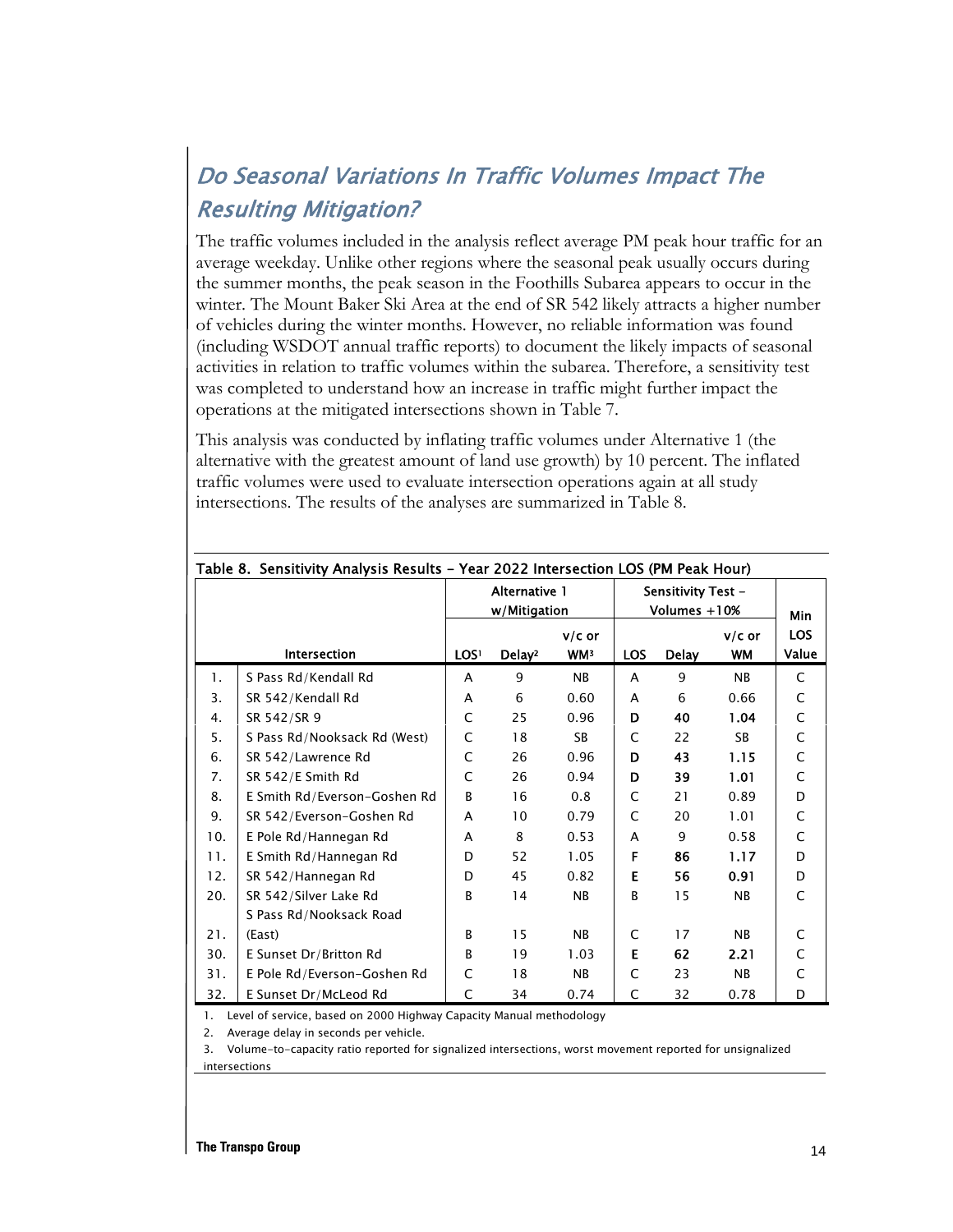## *Do Seasonal Variations In Traffic Volumes Impact The Resulting Mitigation?*

The traffic volumes included in the analysis reflect average PM peak hour traffic for an average weekday. Unlike other regions where the seasonal peak usually occurs during the summer months, the peak season in the Foothills Subarea appears to occur in the winter. The Mount Baker Ski Area at the end of SR 542 likely attracts a higher number of vehicles during the winter months. However, no reliable information was found (including WSDOT annual traffic reports) to document the likely impacts of seasonal activities in relation to traffic volumes within the subarea. Therefore, a sensitivity test was completed to understand how an increase in traffic might further impact the operations at the mitigated intersections shown in Table 7.

This analysis was conducted by inflating traffic volumes under Alternative 1 (the alternative with the greatest amount of land use growth) by 10 percent. The inflated traffic volumes were used to evaluate intersection operations again at all study intersections. The results of the analyses are summarized in Table 8.

**Table 8. Sensitivity Analysis Results – Year 2022 Intersection LOS (PM Peak Hour)**

| | | Alternative 1 w/Mitigation | | | Sensitivity Test – Volumes +10% | | | Min LOS Value |
|---|---|---|---|---|---|---|---|---|
| | Intersection | LOS[1] | Delay[2] | v/c or WM[3] | LOS | Delay | v/c or WM | |
| 1. | S Pass Rd/Kendall Rd | A | 9 | NB | A | 9 | NB | C |
| 3. | SR 542/Kendall Rd | A | 6 | 0.60 | A | 6 | 0.66 | C |
| 4. | SR 542/SR 9 | C | 25 | 0.96 | **D** | **40** | **1.04** | C |
| 5. | S Pass Rd/Nooksack Rd (West) | C | 18 | SB | C | 22 | SB | C |
| 6. | SR 542/Lawrence Rd | C | 26 | 0.96 | **D** | **43** | **1.15** | C |
| 7. | SR 542/E Smith Rd | C | 26 | 0.94 | **D** | **39** | **1.01** | C |
| 8. | E Smith Rd/Everson-Goshen Rd | B | 16 | 0.8 | C | 21 | 0.89 | D |
| 9. | SR 542/Everson-Goshen Rd | A | 10 | 0.79 | C | 20 | 1.01 | C |
| 10. | E Pole Rd/Hannegan Rd | A | 8 | 0.53 | A | 9 | 0.58 | C |
| 11. | E Smith Rd/Hannegan Rd | D | 52 | 1.05 | **F** | **86** | **1.17** | D |
| 12. | SR 542/Hannegan Rd | D | 45 | 0.82 | **E** | **56** | **0.91** | D |
| 20. | SR 542/Silver Lake Rd | B | 14 | NB | B | 15 | NB | C |
| 21. | S Pass Rd/Nooksack Road (East) | B | 15 | NB | C | 17 | NB | C |
| 30. | E Sunset Dr/Britton Rd | B | 19 | 1.03 | **E** | **62** | **2.21** | C |
| 31. | E Pole Rd/Everson-Goshen Rd | C | 18 | NB | C | 23 | NB | C |
| 32. | E Sunset Dr/McLeod Rd | C | 34 | 0.74 | C | 32 | 0.78 | D |

1. Level of service, based on 2000 Highway Capacity Manual methodology
2. Average delay in seconds per vehicle.
3. Volume-to-capacity ratio reported for signalized intersections, worst movement reported for unsignalized intersections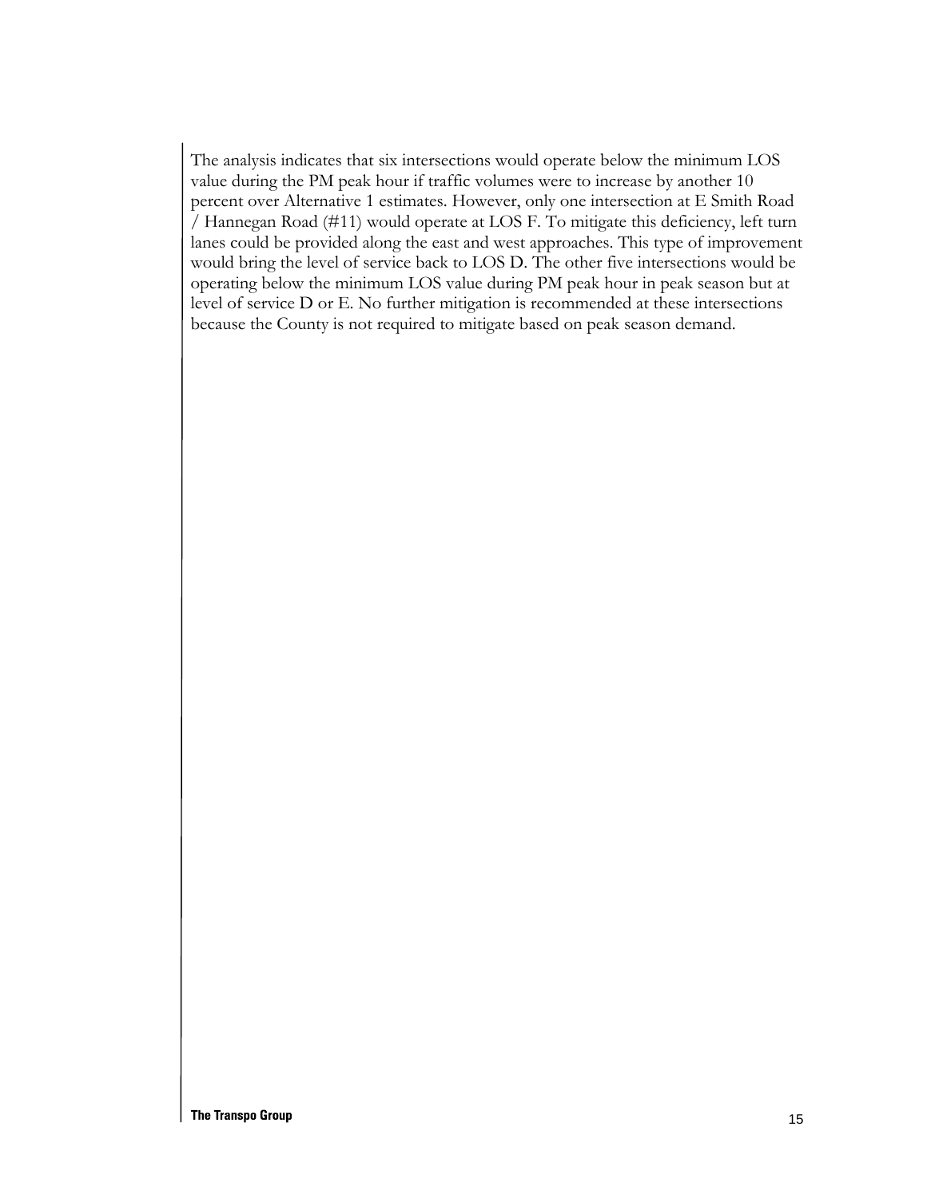The analysis indicates that six intersections would operate below the minimum LOS value during the PM peak hour if traffic volumes were to increase by another 10 percent over Alternative 1 estimates. However, only one intersection at E Smith Road / Hannegan Road (#11) would operate at LOS F. To mitigate this deficiency, left turn lanes could be provided along the east and west approaches. This type of improvement would bring the level of service back to LOS D. The other five intersections would be operating below the minimum LOS value during PM peak hour in peak season but at level of service D or E. No further mitigation is recommended at these intersections because the County is not required to mitigate based on peak season demand.